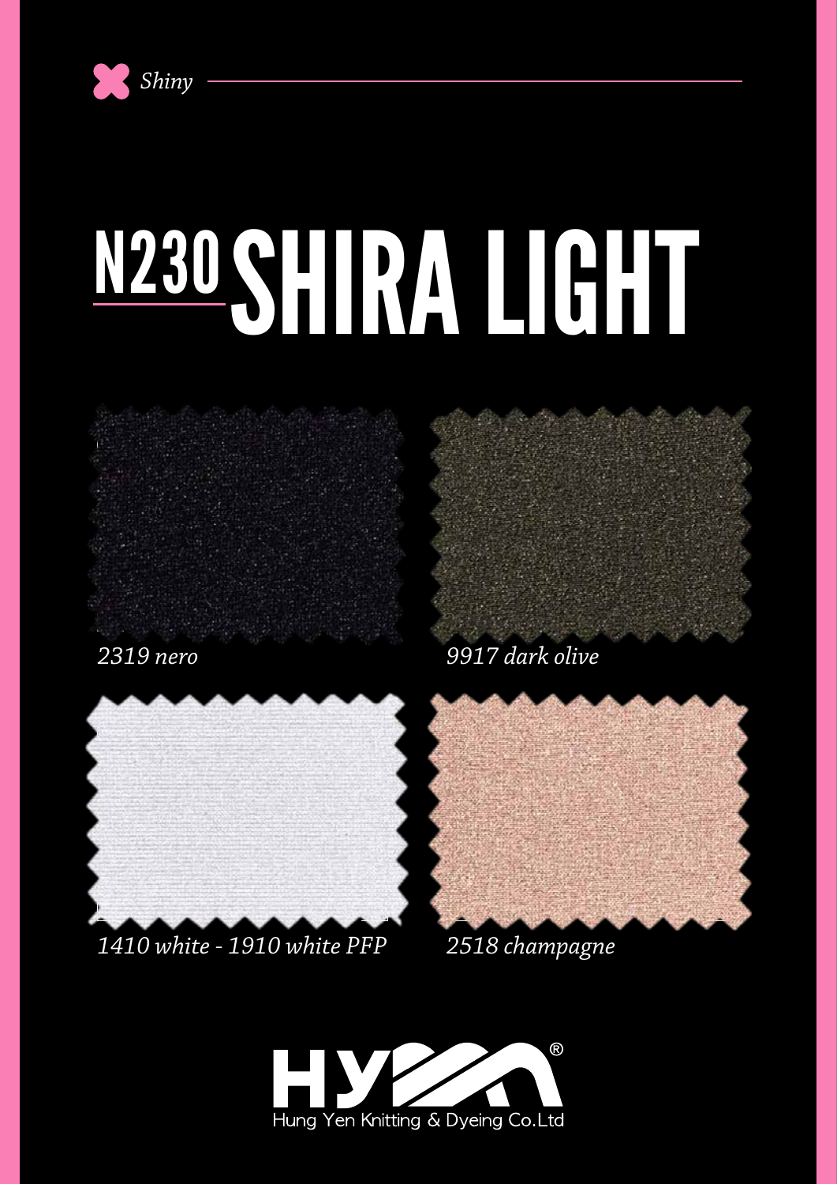*Shiny*

# N230 SHIRA LIGHT

*2319 nero*

*9917 dark olive*

*1410 white - 1910 white PFP*

*2518 champagne*

HYM®

Hung Yen Knitting & Dyeing Co.Ltd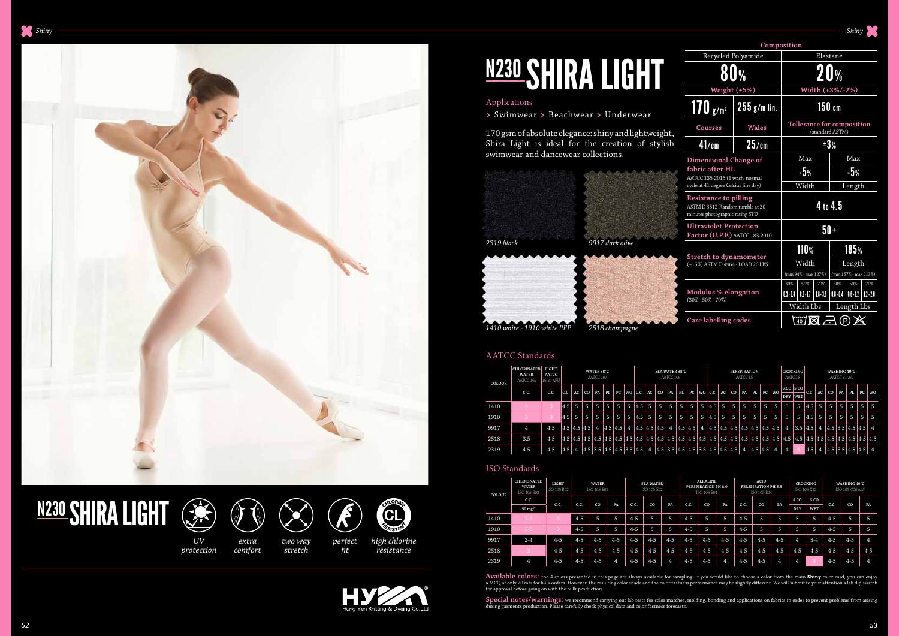# N230 SHIRA LIGHT

## Applications

> Swimwear > Beachwear > Underwear

170 gsm of absolute elegance: shiny and lightweight, Shira Light is ideal for the creation of stylish swimwear and dancewear collections.

*2319 black*

*9917 dark olive*

*1410 white - 1910 white PFP*

*2518 champagne*

| Composition | | | |
|---|---|---|---|
| Recycled Polyamide | | Elastane | |
| 80% | | 20% | |
| Weight (±5%) | | Width (+3%/-2%) | |
| 170 g/m² | 255 g/m lin. | 150 cm | |
| Courses | Wales | Tollerance for composition (standard ASTM) | |
| 41/cm | 25/cm | ±3% | |
| **Dimensional Change of fabric after HL** AATCC 135-2015 (1 wash, normal cycle at 41 degree Celsius line dry) | | Max -5% Width | Max -5% Length |
| **Resistance to pilling** ASTM D 3512-Random tumble at 30 minutes photographic rating STD | | 4 to 4.5 | |
| **Ultraviolet Protection Factor (U.P.F.)** AATCC 183-2010 | | 50+ | |
| **Stretch to dynamometer** (±15%) ASTM D 4964 - LOAD 20 LBS | | 110% Width (min 94% - max 127%) | 185% Length (min 157% - max 213%) |
| **Modulus % elongation** (30% - 50% - 70%) | | Width Lbs: 30% 0.3-0.8, 50% 0.9-1.7, 70% 1.8-3.0 | Length Lbs: 30% 0.0-0.4, 50% 0.6-1.2, 70% 1.2-2.0 |
| **Care labelling codes** | | 40 | |

# N230 SHIRA LIGHT

*UV protection* · *extra comfort* · *two way stretch* · *perfect fit* · *high chlorine resistance*

Hung Yen Knitting & Dyeing Co.Ltd

## AATCC Standards

| COLOUR | CHLORINATED WATER AATCC 162 | LIGHT AATCC 16-20 AFU | WATER 38°C AATCC 107 | | | | | | | SEA WATER 38°C AATCC 106 | | | | | | | PERSPIRATION AATCC 15 | | | | | | | CROCKING AATCC 8 | | WASHING 49°C AATCC 61-2A | | | | | | |
|---|---|---|---|---|---|---|---|---|---|---|---|---|---|---|---|---|---|---|---|---|---|---|---|---|---|---|---|---|---|---|---|---|
| | C.C. | C.C. | C.C. | AC | CO | PA | PL | PC | WO | C.C. | AC | CO | PA | PL | PC | WO | C.C. | AC | CO | PA | PL | PC | WO | S.CO DRY | S.CO WET | C.C. | AC | CO | PA | PL | PC | WO |
| 1410 | 3 | 3 | 4.5 | 5 | 5 | 5 | 5 | 5 | 5 | 4.5 | 5 | 5 | 5 | 5 | 5 | 5 | 4.5 | 5 | 5 | 5 | 5 | 5 | 5 | 5 | 5 | 4.5 | 5 | 5 | 5 | 5 | 5 | 5 |
| 1910 | 3 | 3 | 4.5 | 5 | 5 | 5 | 5 | 5 | 5 | 4.5 | 5 | 5 | 5 | 5 | 5 | 5 | 4.5 | 5 | 5 | 5 | 5 | 5 | 5 | 5 | 5 | 4.5 | 5 | 5 | 5 | 5 | 5 | 5 |
| 9917 | 4 | 4.5 | 4.5 | 4.5 | 4.5 | 4 | 4.5 | 4.5 | 4 | 4.5 | 4.5 | 4.5 | 4 | 4.5 | 4.5 | 4 | 4.5 | 4.5 | 4.5 | 4.5 | 4.5 | 4.5 | 4.5 | 4 | 3.5 | 4.5 | 4 | 4.5 | 3.5 | 4.5 | 4.5 | 4 |
| 2518 | 3.5 | 4.5 | 4.5 | 4.5 | 4.5 | 4.5 | 4.5 | 4.5 | 4.5 | 4.5 | 4.5 | 4.5 | 4.5 | 4.5 | 4.5 | 4.5 | 4.5 | 4.5 | 4.5 | 4.5 | 4.5 | 4.5 | 4.5 | 4.5 | 4.5 | 4.5 | 4.5 | 4.5 | 4.5 | 4.5 | 4.5 | 4.5 |
| 2319 | 4.5 | 4.5 | 4.5 | 4 | 4.5 | 3.5 | 4.5 | 4.5 | 3.5 | 4.5 | 4 | 4.5 | 3.5 | 4.5 | 4.5 | 3.5 | 4.5 | 4.5 | 4.5 | 4 | 4.5 | 4.5 | 4 | 4 | 3 | 4.5 | 4 | 4.5 | 3.5 | 4.5 | 4.5 | 4 |

## ISO Standards

| COLOUR | CHLORINATED WATER ISO 105-E03 | LIGHT ISO 105-B02 | WATER ISO 105-E01 | | | SEA WATER ISO 105-E02 | | | ALKALINE PERSPIRATION PH 8.0 ISO 105-E04 | | | ACID PERSPIRATION PH 5.5 ISO 105-E04 | | | CROCKING ISO 105-X12 | | WASHING 40°C ISO 105-C06 A2S | | |
|---|---|---|---|---|---|---|---|---|---|---|---|---|---|---|---|---|---|---|---|
| | C.C. 50 mg/l | C.C. | C.C. | CO | PA | C.C. | CO | PA | C.C. | CO | PA | C.C. | CO | PA | S.CO DRY | S.CO WET | C.C. | CO | PA |
| 1410 | 2-3 | 3 | 4-5 | 5 | 5 | 4-5 | 5 | 5 | 4-5 | 5 | 5 | 4-5 | 5 | 5 | 5 | 5 | 4-5 | 5 | 5 |
| 1910 | 2-3 | 3 | 4-5 | 5 | 5 | 4-5 | 5 | 5 | 4-5 | 5 | 5 | 4-5 | 5 | 5 | 5 | 5 | 4-5 | 5 | 5 |
| 9917 | 3-4 | 4-5 | 4-5 | 4-5 | 4-5 | 4-5 | 4-5 | 4-5 | 4-5 | 4-5 | 4-5 | 4-5 | 4-5 | 4-5 | 4 | 3-4 | 4-5 | 4-5 | 4 |
| 2518 | 3 | 4-5 | 4-5 | 4-5 | 4-5 | 4-5 | 4-5 | 4-5 | 4-5 | 4-5 | 4-5 | 4-5 | 4-5 | 4-5 | 4-5 | 4-5 | 4-5 | 4-5 | 4-5 |
| 2319 | 4 | 4-5 | 4-5 | 4-5 | 4 | 4-5 | 4-5 | 4 | 4-5 | 4-5 | 4 | 4-5 | 4-5 | 4 | 4 | 3 | 4-5 | 4-5 | 4 |

**Available colors:** the 4 colores presented in this page are always available for sampling. If you would like to choose a color from the main **Shiny** color card, you can enjoy a MCQ of only 70 mts for bulk orders. However, the resulting color shade and the color fastness performance may be slightly different. We will submit to your attention a lab dip swatch for approval before going on with the bulk production.

**Special notes/warnings:** we recommend carrying out lab tests for color matches, molding, bonding and applications on fabrics in order to prevent problems from arising during garments production. Please carefully check physical data and color fastness forecasts.